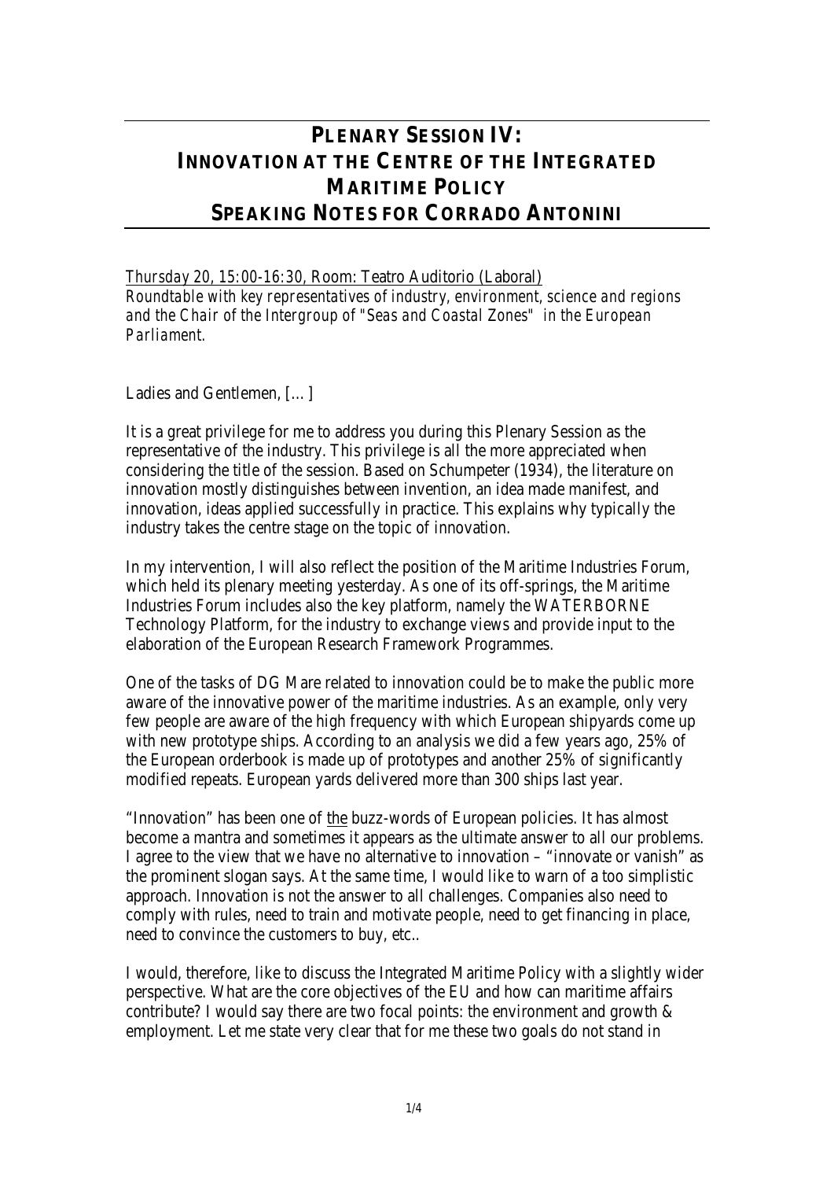# PLENARY SESSION IV: INNOVATION AT THE CENTRE OF THE INTEGRATED MARITIME POLICY SPEAKING NOTES FOR CORRADO ANTONINI

*Thursday 20, 15:00-16:30, Room: Teatro Auditorio (Laboral)*
*Roundtable with key representatives of industry, environment, science and regions and the Chair of the Intergroup of "Seas and Coastal Zones" in the European Parliament.*

Ladies and Gentlemen, […]

It is a great privilege for me to address you during this Plenary Session as the representative of the industry. This privilege is all the more appreciated when considering the title of the session. Based on Schumpeter (1934), the literature on innovation mostly distinguishes between invention, an idea made manifest, and innovation, ideas applied successfully in practice. This explains why typically the industry takes the centre stage on the topic of innovation.

In my intervention, I will also reflect the position of the Maritime Industries Forum, which held its plenary meeting yesterday. As one of its off-springs, the Maritime Industries Forum includes also the key platform, namely the WATERBORNE Technology Platform, for the industry to exchange views and provide input to the elaboration of the European Research Framework Programmes.

One of the tasks of DG Mare related to innovation could be to make the public more aware of the innovative power of the maritime industries. As an example, only very few people are aware of the high frequency with which European shipyards come up with new prototype ships. According to an analysis we did a few years ago, 25% of the European orderbook is made up of prototypes and another 25% of significantly modified repeats. European yards delivered more than 300 ships last year.

"Innovation" has been one of the buzz-words of European policies. It has almost become a mantra and sometimes it appears as the ultimate answer to all our problems. I agree to the view that we have no alternative to innovation – "innovate or vanish" as the prominent slogan says. At the same time, I would like to warn of a too simplistic approach. Innovation is not the answer to all challenges. Companies also need to comply with rules, need to train and motivate people, need to get financing in place, need to convince the customers to buy, etc..

I would, therefore, like to discuss the Integrated Maritime Policy with a slightly wider perspective. What are the core objectives of the EU and how can maritime affairs contribute? I would say there are two focal points: the environment and growth & employment. Let me state very clear that for me these two goals do not stand in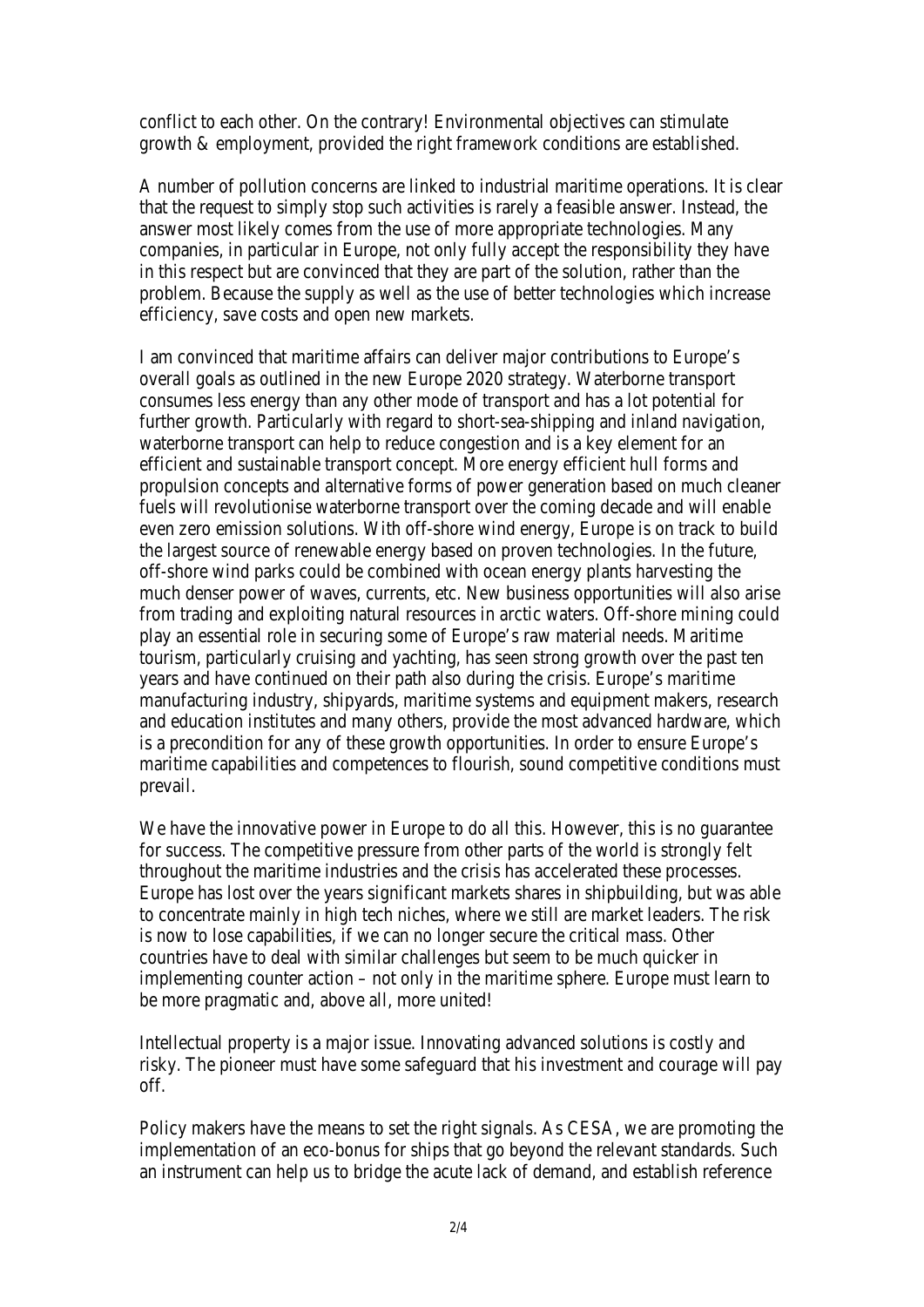conflict to each other. On the contrary! Environmental objectives can stimulate growth & employment, provided the right framework conditions are established.

A number of pollution concerns are linked to industrial maritime operations. It is clear that the request to simply stop such activities is rarely a feasible answer. Instead, the answer most likely comes from the use of more appropriate technologies. Many companies, in particular in Europe, not only fully accept the responsibility they have in this respect but are convinced that they are part of the solution, rather than the problem. Because the supply as well as the use of better technologies which increase efficiency, save costs and open new markets.

I am convinced that maritime affairs can deliver major contributions to Europe's overall goals as outlined in the new Europe 2020 strategy. Waterborne transport consumes less energy than any other mode of transport and has a lot potential for further growth. Particularly with regard to short-sea-shipping and inland navigation, waterborne transport can help to reduce congestion and is a key element for an efficient and sustainable transport concept. More energy efficient hull forms and propulsion concepts and alternative forms of power generation based on much cleaner fuels will revolutionise waterborne transport over the coming decade and will enable even zero emission solutions. With off-shore wind energy, Europe is on track to build the largest source of renewable energy based on proven technologies. In the future, off-shore wind parks could be combined with ocean energy plants harvesting the much denser power of waves, currents, etc. New business opportunities will also arise from trading and exploiting natural resources in arctic waters. Off-shore mining could play an essential role in securing some of Europe's raw material needs. Maritime tourism, particularly cruising and yachting, has seen strong growth over the past ten years and have continued on their path also during the crisis. Europe's maritime manufacturing industry, shipyards, maritime systems and equipment makers, research and education institutes and many others, provide the most advanced hardware, which is a precondition for any of these growth opportunities. In order to ensure Europe's maritime capabilities and competences to flourish, sound competitive conditions must prevail.

We have the innovative power in Europe to do all this. However, this is no guarantee for success. The competitive pressure from other parts of the world is strongly felt throughout the maritime industries and the crisis has accelerated these processes. Europe has lost over the years significant markets shares in shipbuilding, but was able to concentrate mainly in high tech niches, where we still are market leaders. The risk is now to lose capabilities, if we can no longer secure the critical mass. Other countries have to deal with similar challenges but seem to be much quicker in implementing counter action – not only in the maritime sphere. Europe must learn to be more pragmatic and, above all, more united!

Intellectual property is a major issue. Innovating advanced solutions is costly and risky. The pioneer must have some safeguard that his investment and courage will pay off.

Policy makers have the means to set the right signals. As CESA, we are promoting the implementation of an eco-bonus for ships that go beyond the relevant standards. Such an instrument can help us to bridge the acute lack of demand, and establish reference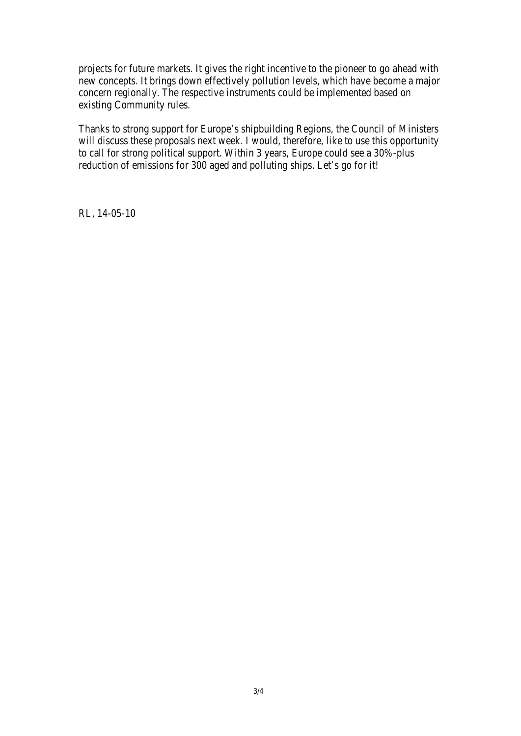projects for future markets. It gives the right incentive to the pioneer to go ahead with new concepts. It brings down effectively pollution levels, which have become a major concern regionally. The respective instruments could be implemented based on existing Community rules.

Thanks to strong support for Europe's shipbuilding Regions, the Council of Ministers will discuss these proposals next week. I would, therefore, like to use this opportunity to call for strong political support. Within 3 years, Europe could see a 30%-plus reduction of emissions for 300 aged and polluting ships. Let's go for it!

RL, 14-05-10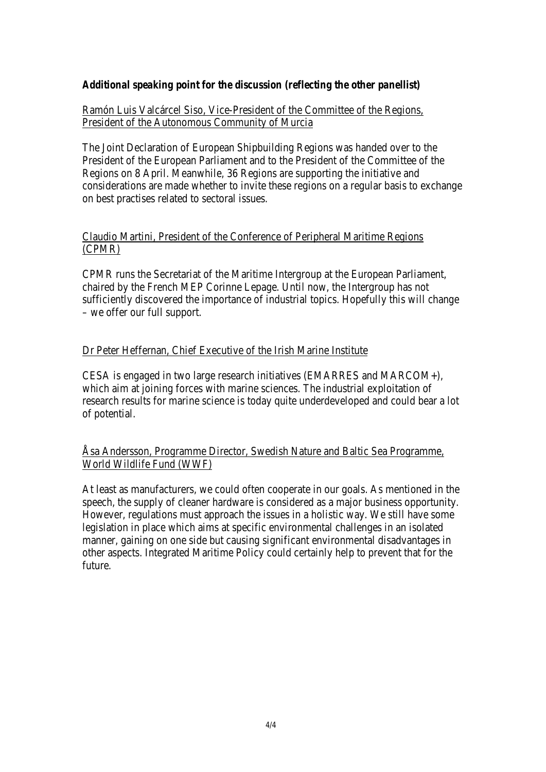**Additional speaking point for the discussion (reflecting the other panellist)**

Ramón Luis Valcárcel Siso, Vice-President of the Committee of the Regions, President of the Autonomous Community of Murcia

The Joint Declaration of European Shipbuilding Regions was handed over to the President of the European Parliament and to the President of the Committee of the Regions on 8 April. Meanwhile, 36 Regions are supporting the initiative and considerations are made whether to invite these regions on a regular basis to exchange on best practises related to sectoral issues.

Claudio Martini, President of the Conference of Peripheral Maritime Regions (CPMR)

CPMR runs the Secretariat of the Maritime Intergroup at the European Parliament, chaired by the French MEP Corinne Lepage. Until now, the Intergroup has not sufficiently discovered the importance of industrial topics. Hopefully this will change – we offer our full support.

Dr Peter Heffernan, Chief Executive of the Irish Marine Institute

CESA is engaged in two large research initiatives (EMARRES and MARCOM+), which aim at joining forces with marine sciences. The industrial exploitation of research results for marine science is today quite underdeveloped and could bear a lot of potential.

Åsa Andersson, Programme Director, Swedish Nature and Baltic Sea Programme, World Wildlife Fund (WWF)

At least as manufacturers, we could often cooperate in our goals. As mentioned in the speech, the supply of cleaner hardware is considered as a major business opportunity. However, regulations must approach the issues in a holistic way. We still have some legislation in place which aims at specific environmental challenges in an isolated manner, gaining on one side but causing significant environmental disadvantages in other aspects. Integrated Maritime Policy could certainly help to prevent that for the future.